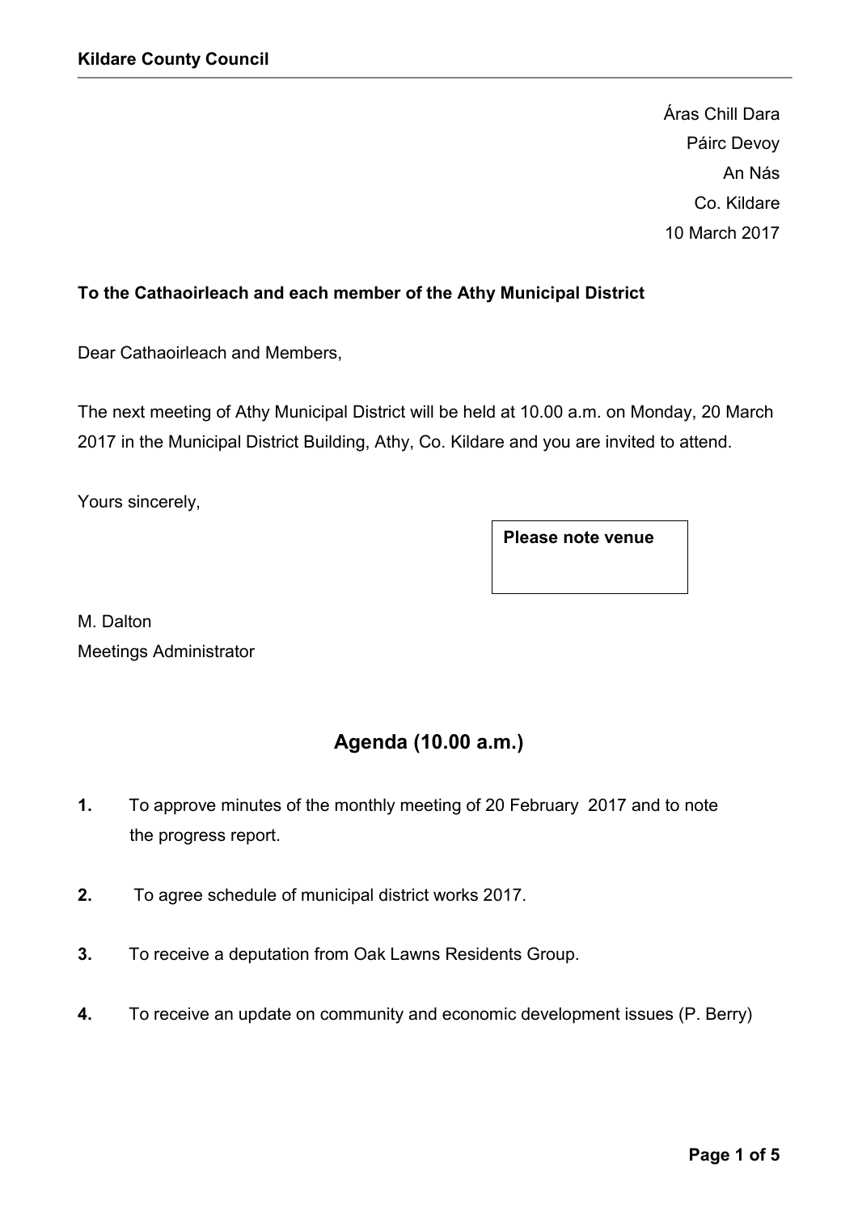**Kildare County Council**

Áras Chill Dara
Páirc Devoy
An Nás
Co. Kildare
10 March 2017

**To the Cathaoirleach and each member of the Athy Municipal District**

Dear Cathaoirleach and Members,

The next meeting of Athy Municipal District will be held at 10.00 a.m. on Monday, 20 March 2017 in the Municipal District Building, Athy, Co. Kildare and you are invited to attend.

Yours sincerely,

**Please note venue**

M. Dalton
Meetings Administrator

## Agenda (10.00 a.m.)

**1.** To approve minutes of the monthly meeting of 20 February 2017 and to note the progress report.

**2.** To agree schedule of municipal district works 2017.

**3.** To receive a deputation from Oak Lawns Residents Group.

**4.** To receive an update on community and economic development issues (P. Berry)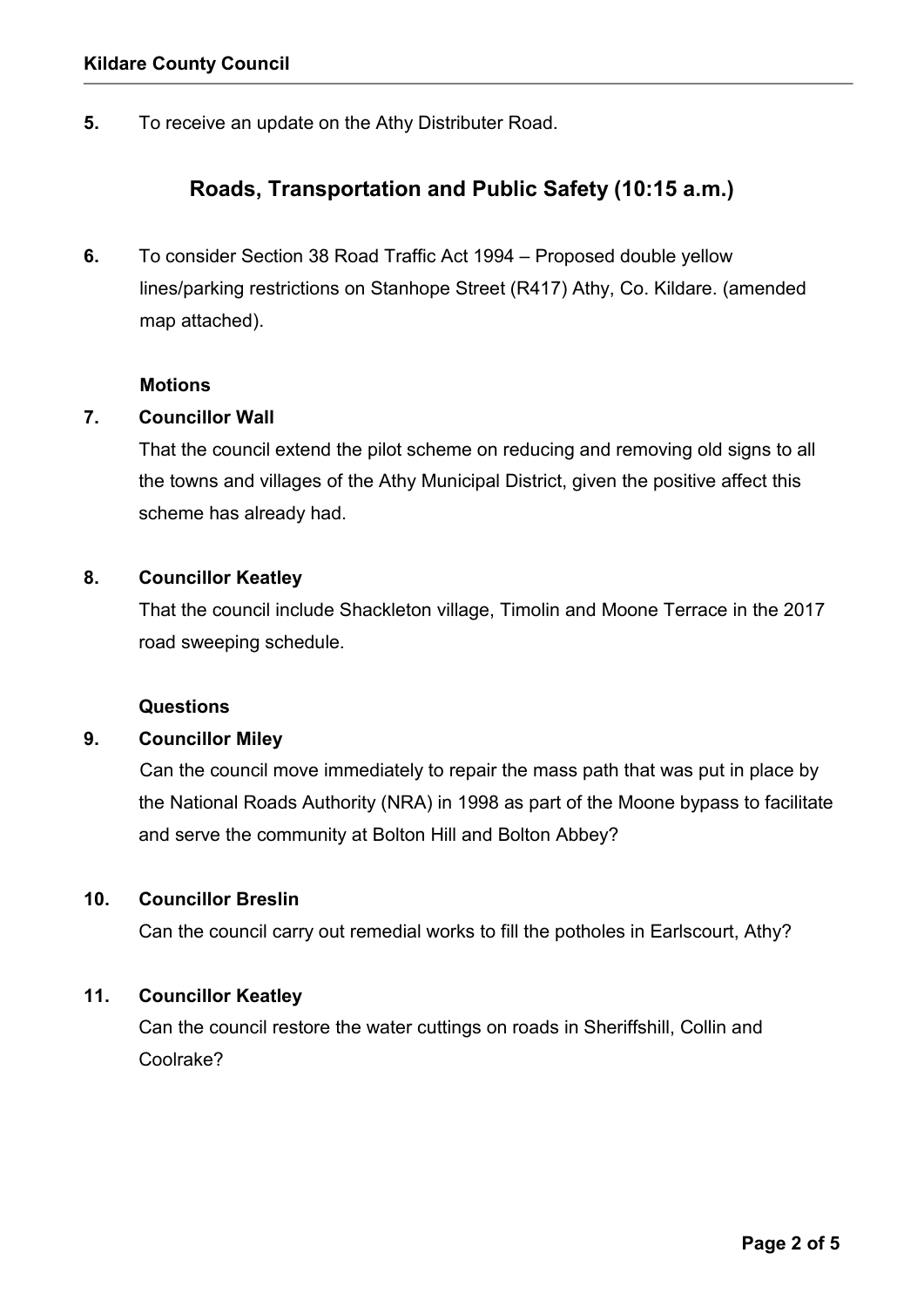**5.** To receive an update on the Athy Distributer Road.

## Roads, Transportation and Public Safety (10:15 a.m.)

**6.** To consider Section 38 Road Traffic Act 1994 – Proposed double yellow lines/parking restrictions on Stanhope Street (R417) Athy, Co. Kildare. (amended map attached).

**Motions**

**7. Councillor Wall**

That the council extend the pilot scheme on reducing and removing old signs to all the towns and villages of the Athy Municipal District, given the positive affect this scheme has already had.

**8. Councillor Keatley**

That the council include Shackleton village, Timolin and Moone Terrace in the 2017 road sweeping schedule.

**Questions**

**9. Councillor Miley**

Can the council move immediately to repair the mass path that was put in place by the National Roads Authority (NRA) in 1998 as part of the Moone bypass to facilitate and serve the community at Bolton Hill and Bolton Abbey?

**10. Councillor Breslin**

Can the council carry out remedial works to fill the potholes in Earlscourt, Athy?

**11. Councillor Keatley**

Can the council restore the water cuttings on roads in Sheriffshill, Collin and Coolrake?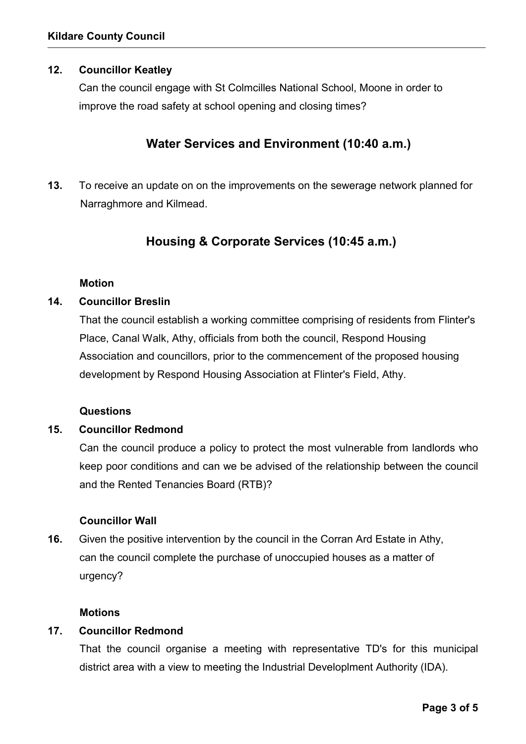**12. Councillor Keatley**

Can the council engage with St Colmcilles National School, Moone in order to improve the road safety at school opening and closing times?

## Water Services and Environment (10:40 a.m.)

**13.** To receive an update on on the improvements on the sewerage network planned for Narraghmore and Kilmead.

## Housing & Corporate Services (10:45 a.m.)

**Motion**

**14. Councillor Breslin**

That the council establish a working committee comprising of residents from Flinter's Place, Canal Walk, Athy, officials from both the council, Respond Housing Association and councillors, prior to the commencement of the proposed housing development by Respond Housing Association at Flinter's Field, Athy.

**Questions**

**15. Councillor Redmond**

Can the council produce a policy to protect the most vulnerable from landlords who keep poor conditions and can we be advised of the relationship between the council and the Rented Tenancies Board (RTB)?

**Councillor Wall**

**16.** Given the positive intervention by the council in the Corran Ard Estate in Athy, can the council complete the purchase of unoccupied houses as a matter of urgency?

**Motions**

**17. Councillor Redmond**

That the council organise a meeting with representative TD's for this municipal district area with a view to meeting the Industrial Developlment Authority (IDA).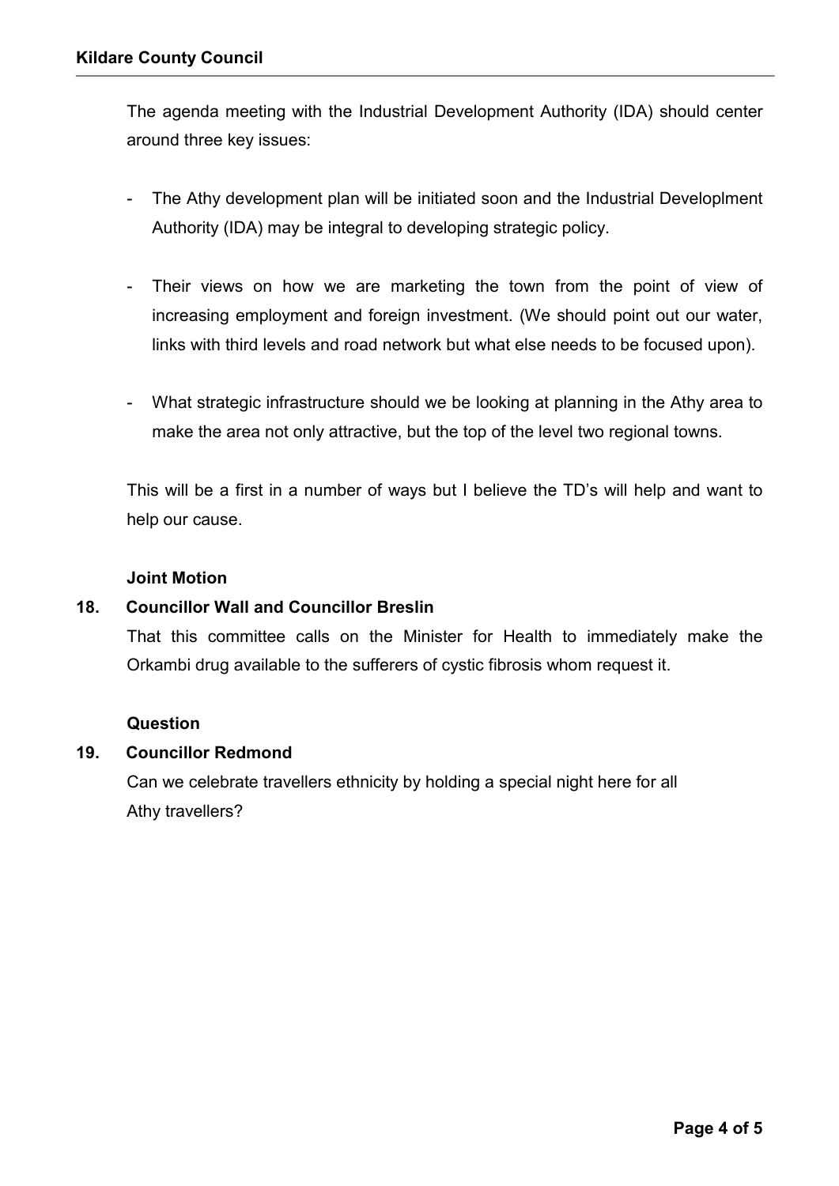The agenda meeting with the Industrial Development Authority (IDA) should center around three key issues:

- The Athy development plan will be initiated soon and the Industrial Developlment Authority (IDA) may be integral to developing strategic policy.
- Their views on how we are marketing the town from the point of view of increasing employment and foreign investment. (We should point out our water, links with third levels and road network but what else needs to be focused upon).
- What strategic infrastructure should we be looking at planning in the Athy area to make the area not only attractive, but the top of the level two regional towns.

This will be a first in a number of ways but I believe the TD's will help and want to help our cause.

**Joint Motion**

**18. Councillor Wall and Councillor Breslin**

That this committee calls on the Minister for Health to immediately make the Orkambi drug available to the sufferers of cystic fibrosis whom request it.

**Question**

**19. Councillor Redmond**

Can we celebrate travellers ethnicity by holding a special night here for all Athy travellers?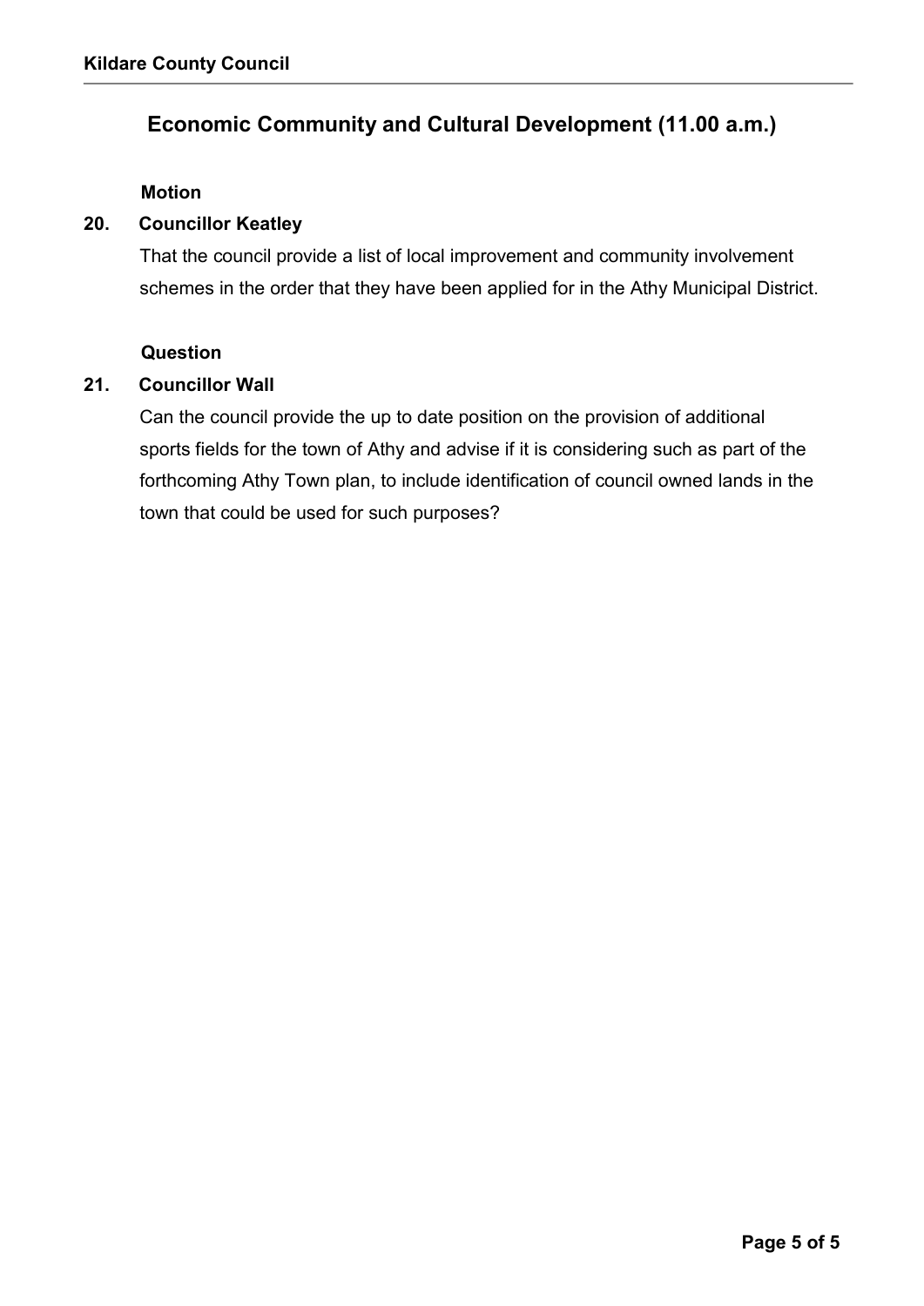## Economic Community and Cultural Development (11.00 a.m.)

**Motion**

**20. Councillor Keatley**

That the council provide a list of local improvement and community involvement schemes in the order that they have been applied for in the Athy Municipal District.

**Question**

**21. Councillor Wall**

Can the council provide the up to date position on the provision of additional sports fields for the town of Athy and advise if it is considering such as part of the forthcoming Athy Town plan, to include identification of council owned lands in the town that could be used for such purposes?